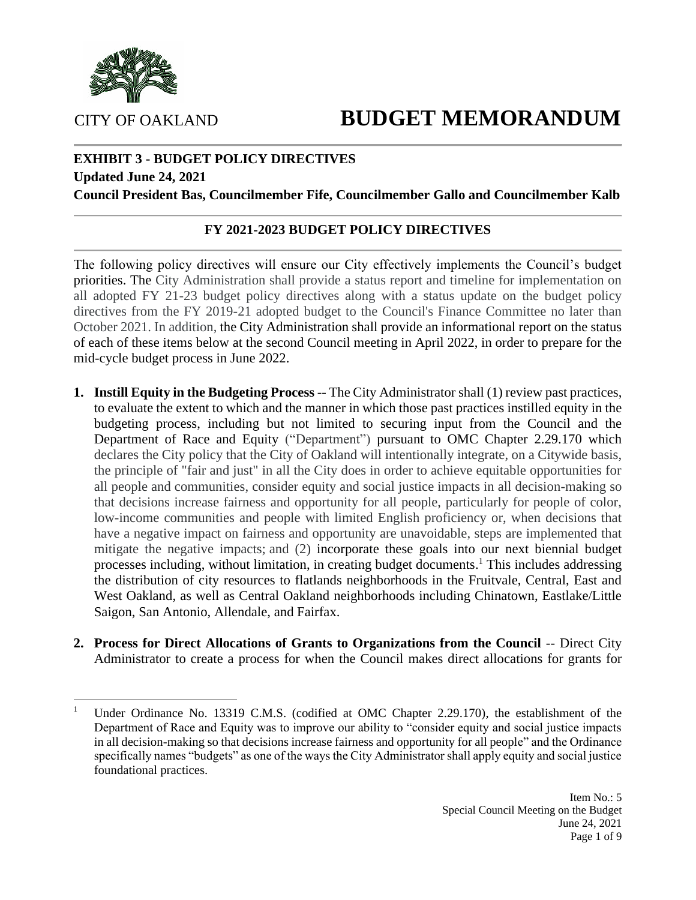CITY OF OAKLAND

# BUDGET MEMORANDUM

**EXHIBIT 3 - BUDGET POLICY DIRECTIVES**
**Updated June 24, 2021**
**Council President Bas, Councilmember Fife, Councilmember Gallo and Councilmember Kalb**

## FY 2021-2023 BUDGET POLICY DIRECTIVES

The following policy directives will ensure our City effectively implements the Council's budget priorities. The City Administration shall provide a status report and timeline for implementation on all adopted FY 21-23 budget policy directives along with a status update on the budget policy directives from the FY 2019-21 adopted budget to the Council's Finance Committee no later than October 2021. In addition, the City Administration shall provide an informational report on the status of each of these items below at the second Council meeting in April 2022, in order to prepare for the mid-cycle budget process in June 2022.

1. **Instill Equity in the Budgeting Process** -- The City Administrator shall (1) review past practices, to evaluate the extent to which and the manner in which those past practices instilled equity in the budgeting process, including but not limited to securing input from the Council and the Department of Race and Equity ("Department") pursuant to OMC Chapter 2.29.170 which declares the City policy that the City of Oakland will intentionally integrate, on a Citywide basis, the principle of "fair and just" in all the City does in order to achieve equitable opportunities for all people and communities, consider equity and social justice impacts in all decision-making so that decisions increase fairness and opportunity for all people, particularly for people of color, low-income communities and people with limited English proficiency or, when decisions that have a negative impact on fairness and opportunity are unavoidable, steps are implemented that mitigate the negative impacts; and (2) incorporate these goals into our next biennial budget processes including, without limitation, in creating budget documents.[1] This includes addressing the distribution of city resources to flatlands neighborhoods in the Fruitvale, Central, East and West Oakland, as well as Central Oakland neighborhoods including Chinatown, Eastlake/Little Saigon, San Antonio, Allendale, and Fairfax.

2. **Process for Direct Allocations of Grants to Organizations from the Council** -- Direct City Administrator to create a process for when the Council makes direct allocations for grants for

[1] Under Ordinance No. 13319 C.M.S. (codified at OMC Chapter 2.29.170), the establishment of the Department of Race and Equity was to improve our ability to "consider equity and social justice impacts in all decision-making so that decisions increase fairness and opportunity for all people" and the Ordinance specifically names "budgets" as one of the ways the City Administrator shall apply equity and social justice foundational practices.

Item No.: 5
Special Council Meeting on the Budget
June 24, 2021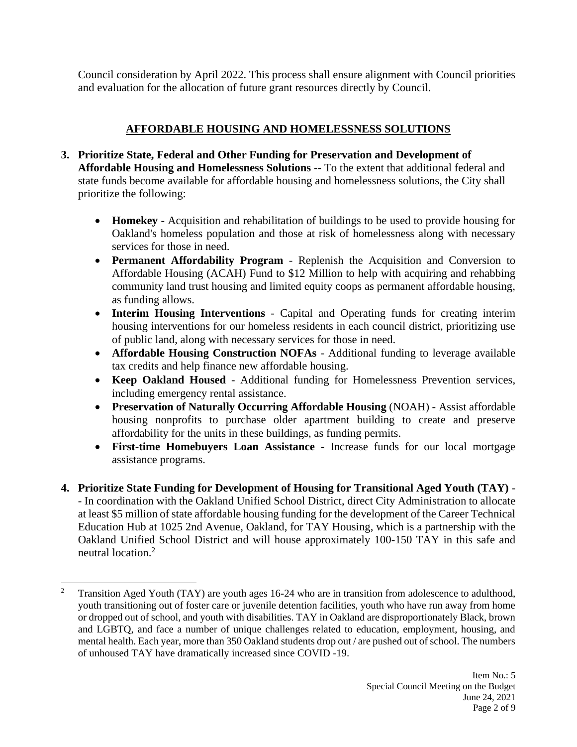Council consideration by April 2022. This process shall ensure alignment with Council priorities and evaluation for the allocation of future grant resources directly by Council.

## AFFORDABLE HOUSING AND HOMELESSNESS SOLUTIONS

3. **Prioritize State, Federal and Other Funding for Preservation and Development of Affordable Housing and Homelessness Solutions** -- To the extent that additional federal and state funds become available for affordable housing and homelessness solutions, the City shall prioritize the following:

   - **Homekey** - Acquisition and rehabilitation of buildings to be used to provide housing for Oakland's homeless population and those at risk of homelessness along with necessary services for those in need.
   - **Permanent Affordability Program** - Replenish the Acquisition and Conversion to Affordable Housing (ACAH) Fund to $12 Million to help with acquiring and rehabbing community land trust housing and limited equity coops as permanent affordable housing, as funding allows.
   - **Interim Housing Interventions** - Capital and Operating funds for creating interim housing interventions for our homeless residents in each council district, prioritizing use of public land, along with necessary services for those in need.
   - **Affordable Housing Construction NOFAs** - Additional funding to leverage available tax credits and help finance new affordable housing.
   - **Keep Oakland Housed** - Additional funding for Homelessness Prevention services, including emergency rental assistance.
   - **Preservation of Naturally Occurring Affordable Housing** (NOAH) - Assist affordable housing nonprofits to purchase older apartment building to create and preserve affordability for the units in these buildings, as funding permits.
   - **First-time Homebuyers Loan Assistance** - Increase funds for our local mortgage assistance programs.

4. **Prioritize State Funding for Development of Housing for Transitional Aged Youth (TAY)** -- In coordination with the Oakland Unified School District, direct City Administration to allocate at least $5 million of state affordable housing funding for the development of the Career Technical Education Hub at 1025 2nd Avenue, Oakland, for TAY Housing, which is a partnership with the Oakland Unified School District and will house approximately 100-150 TAY in this safe and neutral location.[2]

---

[2] Transition Aged Youth (TAY) are youth ages 16-24 who are in transition from adolescence to adulthood, youth transitioning out of foster care or juvenile detention facilities, youth who have run away from home or dropped out of school, and youth with disabilities. TAY in Oakland are disproportionately Black, brown and LGBTQ, and face a number of unique challenges related to education, employment, housing, and mental health. Each year, more than 350 Oakland students drop out / are pushed out of school. The numbers of unhoused TAY have dramatically increased since COVID -19.

Item No.: 5
Special Council Meeting on the Budget
June 24, 2021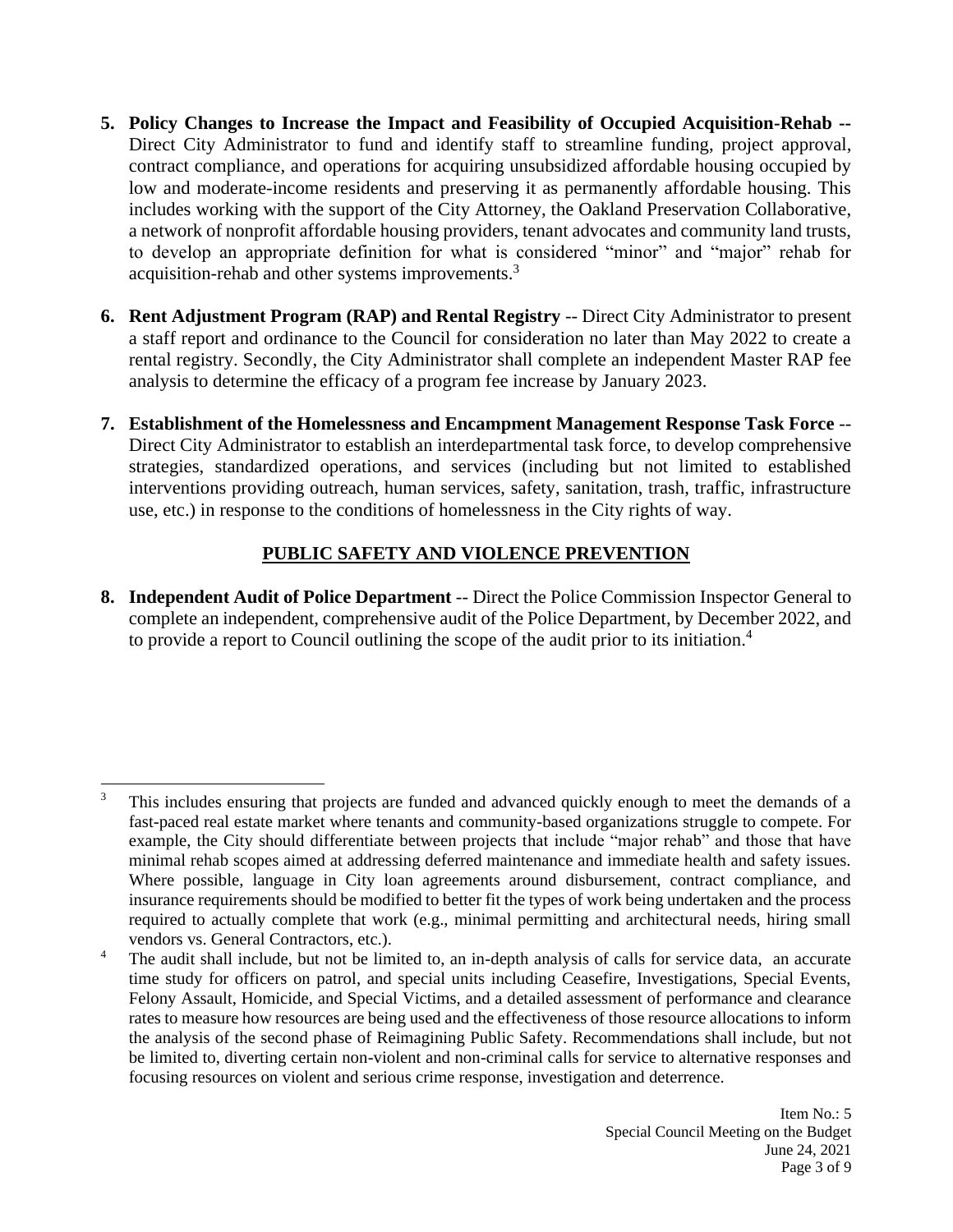5. **Policy Changes to Increase the Impact and Feasibility of Occupied Acquisition-Rehab** -- Direct City Administrator to fund and identify staff to streamline funding, project approval, contract compliance, and operations for acquiring unsubsidized affordable housing occupied by low and moderate-income residents and preserving it as permanently affordable housing. This includes working with the support of the City Attorney, the Oakland Preservation Collaborative, a network of nonprofit affordable housing providers, tenant advocates and community land trusts, to develop an appropriate definition for what is considered "minor" and "major" rehab for acquisition-rehab and other systems improvements.[3]

6. **Rent Adjustment Program (RAP) and Rental Registry** -- Direct City Administrator to present a staff report and ordinance to the Council for consideration no later than May 2022 to create a rental registry. Secondly, the City Administrator shall complete an independent Master RAP fee analysis to determine the efficacy of a program fee increase by January 2023.

7. **Establishment of the Homelessness and Encampment Management Response Task Force** -- Direct City Administrator to establish an interdepartmental task force, to develop comprehensive strategies, standardized operations, and services (including but not limited to established interventions providing outreach, human services, safety, sanitation, trash, traffic, infrastructure use, etc.) in response to the conditions of homelessness in the City rights of way.

## PUBLIC SAFETY AND VIOLENCE PREVENTION

8. **Independent Audit of Police Department** -- Direct the Police Commission Inspector General to complete an independent, comprehensive audit of the Police Department, by December 2022, and to provide a report to Council outlining the scope of the audit prior to its initiation.[4]

---

[3] This includes ensuring that projects are funded and advanced quickly enough to meet the demands of a fast-paced real estate market where tenants and community-based organizations struggle to compete. For example, the City should differentiate between projects that include "major rehab" and those that have minimal rehab scopes aimed at addressing deferred maintenance and immediate health and safety issues. Where possible, language in City loan agreements around disbursement, contract compliance, and insurance requirements should be modified to better fit the types of work being undertaken and the process required to actually complete that work (e.g., minimal permitting and architectural needs, hiring small vendors vs. General Contractors, etc.).

[4] The audit shall include, but not be limited to, an in-depth analysis of calls for service data, an accurate time study for officers on patrol, and special units including Ceasefire, Investigations, Special Events, Felony Assault, Homicide, and Special Victims, and a detailed assessment of performance and clearance rates to measure how resources are being used and the effectiveness of those resource allocations to inform the analysis of the second phase of Reimagining Public Safety. Recommendations shall include, but not be limited to, diverting certain non-violent and non-criminal calls for service to alternative responses and focusing resources on violent and serious crime response, investigation and deterrence.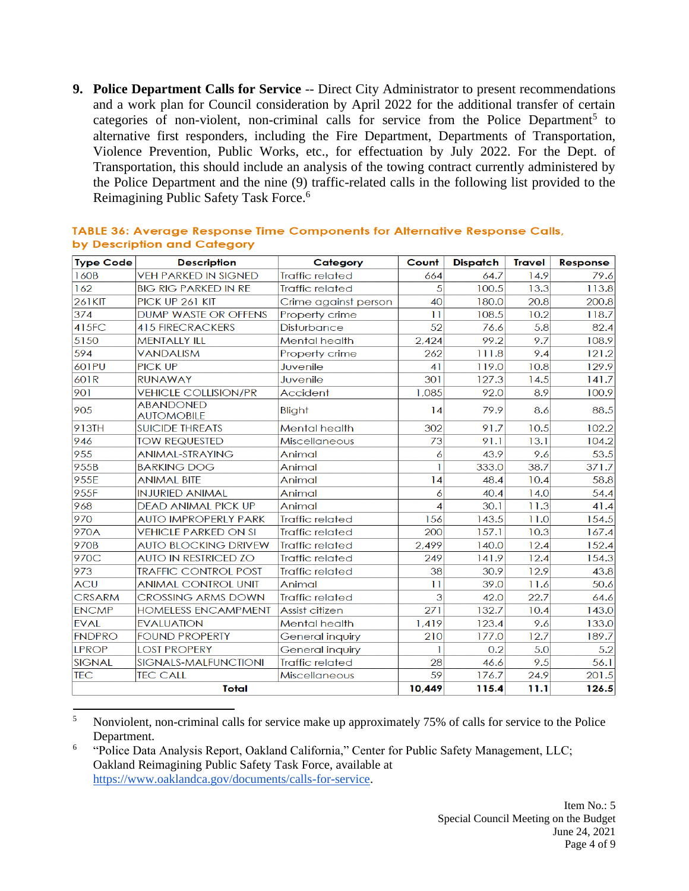9. **Police Department Calls for Service** -- Direct City Administrator to present recommendations and a work plan for Council consideration by April 2022 for the additional transfer of certain categories of non-violent, non-criminal calls for service from the Police Department[5] to alternative first responders, including the Fire Department, Departments of Transportation, Violence Prevention, Public Works, etc., for effectuation by July 2022. For the Dept. of Transportation, this should include an analysis of the towing contract currently administered by the Police Department and the nine (9) traffic-related calls in the following list provided to the Reimagining Public Safety Task Force.[6]

**TABLE 36: Average Response Time Components for Alternative Response Calls, by Description and Category**

| Type Code | Description | Category | Count | Dispatch | Travel | Response |
|---|---|---|---|---|---|---|
| 160B | VEH PARKED IN SIGNED | Traffic related | 664 | 64.7 | 14.9 | 79.6 |
| 162 | BIG RIG PARKED IN RE | Traffic related | 5 | 100.5 | 13.3 | 113.8 |
| 261KIT | PICK UP 261 KIT | Crime against person | 40 | 180.0 | 20.8 | 200.8 |
| 374 | DUMP WASTE OR OFFENS | Property crime | 11 | 108.5 | 10.2 | 118.7 |
| 415FC | 415 FIRECRACKERS | Disturbance | 52 | 76.6 | 5.8 | 82.4 |
| 5150 | MENTALLY ILL | Mental health | 2,424 | 99.2 | 9.7 | 108.9 |
| 594 | VANDALISM | Property crime | 262 | 111.8 | 9.4 | 121.2 |
| 601PU | PICK UP | Juvenile | 41 | 119.0 | 10.8 | 129.9 |
| 601R | RUNAWAY | Juvenile | 301 | 127.3 | 14.5 | 141.7 |
| 901 | VEHICLE COLLISION/PR | Accident | 1,085 | 92.0 | 8.9 | 100.9 |
| 905 | ABANDONED AUTOMOBILE | Blight | 14 | 79.9 | 8.6 | 88.5 |
| 913TH | SUICIDE THREATS | Mental health | 302 | 91.7 | 10.5 | 102.2 |
| 946 | TOW REQUESTED | Miscellaneous | 73 | 91.1 | 13.1 | 104.2 |
| 955 | ANIMAL-STRAYING | Animal | 6 | 43.9 | 9.6 | 53.5 |
| 955B | BARKING DOG | Animal | 1 | 333.0 | 38.7 | 371.7 |
| 955E | ANIMAL BITE | Animal | 14 | 48.4 | 10.4 | 58.8 |
| 955F | INJURIED ANIMAL | Animal | 6 | 40.4 | 14.0 | 54.4 |
| 968 | DEAD ANIMAL PICK UP | Animal | 4 | 30.1 | 11.3 | 41.4 |
| 970 | AUTO IMPROPERLY PARK | Traffic related | 156 | 143.5 | 11.0 | 154.5 |
| 970A | VEHICLE PARKED ON SI | Traffic related | 200 | 157.1 | 10.3 | 167.4 |
| 970B | AUTO BLOCKING DRIVEW | Traffic related | 2,499 | 140.0 | 12.4 | 152.4 |
| 970C | AUTO IN RESTRICED ZO | Traffic related | 249 | 141.9 | 12.4 | 154.3 |
| 973 | TRAFFIC CONTROL POST | Traffic related | 38 | 30.9 | 12.9 | 43.8 |
| ACU | ANIMAL CONTROL UNIT | Animal | 11 | 39.0 | 11.6 | 50.6 |
| CRSARM | CROSSING ARMS DOWN | Traffic related | 3 | 42.0 | 22.7 | 64.6 |
| ENCMP | HOMELESS ENCAMPMENT | Assist citizen | 271 | 132.7 | 10.4 | 143.0 |
| EVAL | EVALUATION | Mental health | 1,419 | 123.4 | 9.6 | 133.0 |
| FNDPRO | FOUND PROPERTY | General inquiry | 210 | 177.0 | 12.7 | 189.7 |
| LPROP | LOST PROPERY | General inquiry | 1 | 0.2 | 5.0 | 5.2 |
| SIGNAL | SIGNALS-MALFUNCTIONI | Traffic related | 28 | 46.6 | 9.5 | 56.1 |
| TEC | TEC CALL | Miscellaneous | 59 | 176.7 | 24.9 | 201.5 |
| **Total** | | | **10,449** | **115.4** | **11.1** | **126.5** |

[5] Nonviolent, non-criminal calls for service make up approximately 75% of calls for service to the Police Department.

[6] "Police Data Analysis Report, Oakland California," Center for Public Safety Management, LLC; Oakland Reimagining Public Safety Task Force, available at https://www.oaklandca.gov/documents/calls-for-service.

Item No.: 5
Special Council Meeting on the Budget
June 24, 2021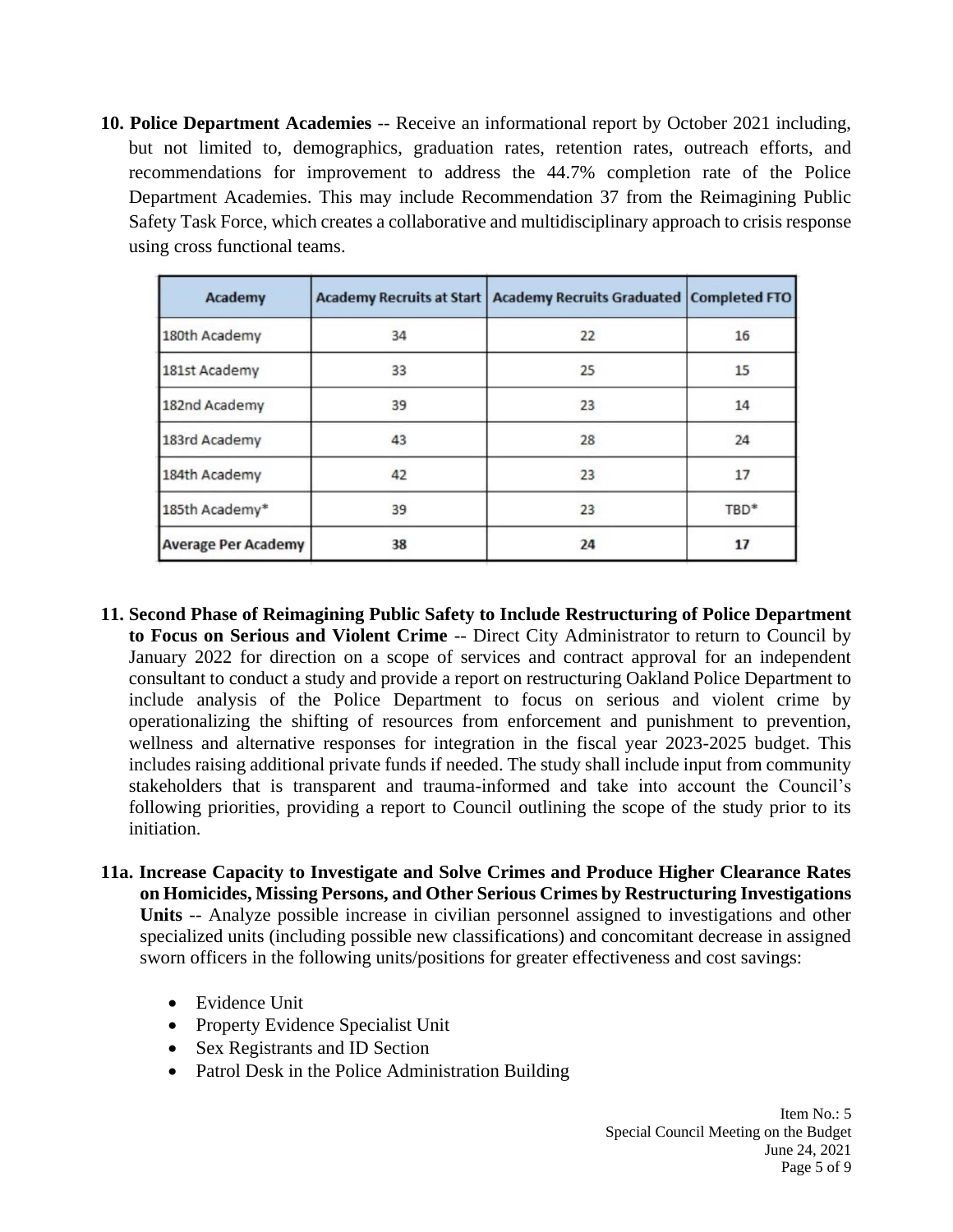**10. Police Department Academies** -- Receive an informational report by October 2021 including, but not limited to, demographics, graduation rates, retention rates, outreach efforts, and recommendations for improvement to address the 44.7% completion rate of the Police Department Academies. This may include Recommendation 37 from the Reimagining Public Safety Task Force, which creates a collaborative and multidisciplinary approach to crisis response using cross functional teams.

| Academy | Academy Recruits at Start | Academy Recruits Graduated | Completed FTO |
|---|---|---|---|
| 180th Academy | 34 | 22 | 16 |
| 181st Academy | 33 | 25 | 15 |
| 182nd Academy | 39 | 23 | 14 |
| 183rd Academy | 43 | 28 | 24 |
| 184th Academy | 42 | 23 | 17 |
| 185th Academy* | 39 | 23 | TBD* |
| **Average Per Academy** | **38** | **24** | **17** |

**11. Second Phase of Reimagining Public Safety to Include Restructuring of Police Department to Focus on Serious and Violent Crime** -- Direct City Administrator to return to Council by January 2022 for direction on a scope of services and contract approval for an independent consultant to conduct a study and provide a report on restructuring Oakland Police Department to include analysis of the Police Department to focus on serious and violent crime by operationalizing the shifting of resources from enforcement and punishment to prevention, wellness and alternative responses for integration in the fiscal year 2023-2025 budget. This includes raising additional private funds if needed. The study shall include input from community stakeholders that is transparent and trauma-informed and take into account the Council's following priorities, providing a report to Council outlining the scope of the study prior to its initiation.

**11a. Increase Capacity to Investigate and Solve Crimes and Produce Higher Clearance Rates on Homicides, Missing Persons, and Other Serious Crimes by Restructuring Investigations Units** -- Analyze possible increase in civilian personnel assigned to investigations and other specialized units (including possible new classifications) and concomitant decrease in assigned sworn officers in the following units/positions for greater effectiveness and cost savings:

- Evidence Unit
- Property Evidence Specialist Unit
- Sex Registrants and ID Section
- Patrol Desk in the Police Administration Building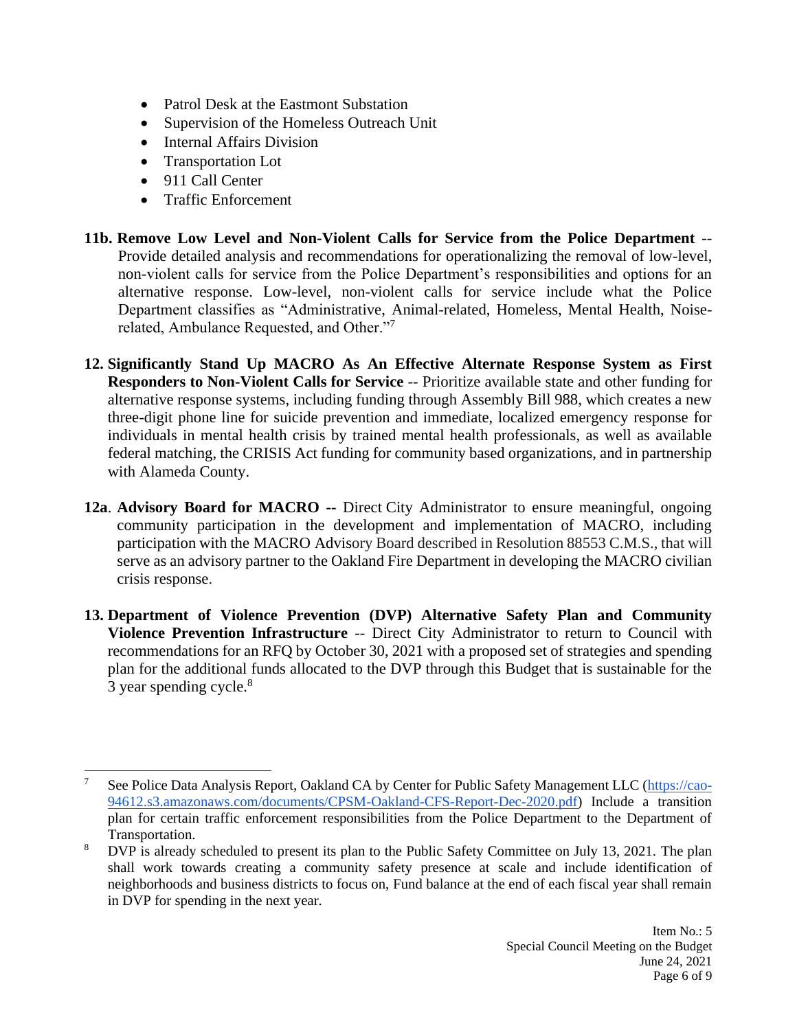- Patrol Desk at the Eastmont Substation
- Supervision of the Homeless Outreach Unit
- Internal Affairs Division
- Transportation Lot
- 911 Call Center
- Traffic Enforcement

**11b. Remove Low Level and Non-Violent Calls for Service from the Police Department** -- Provide detailed analysis and recommendations for operationalizing the removal of low-level, non-violent calls for service from the Police Department's responsibilities and options for an alternative response. Low-level, non-violent calls for service include what the Police Department classifies as "Administrative, Animal-related, Homeless, Mental Health, Noise-related, Ambulance Requested, and Other."[7]

**12. Significantly Stand Up MACRO As An Effective Alternate Response System as First Responders to Non-Violent Calls for Service** -- Prioritize available state and other funding for alternative response systems, including funding through Assembly Bill 988, which creates a new three-digit phone line for suicide prevention and immediate, localized emergency response for individuals in mental health crisis by trained mental health professionals, as well as available federal matching, the CRISIS Act funding for community based organizations, and in partnership with Alameda County.

**12a**. **Advisory Board for MACRO --** Direct City Administrator to ensure meaningful, ongoing community participation in the development and implementation of MACRO, including participation with the MACRO Advisory Board described in Resolution 88553 C.M.S., that will serve as an advisory partner to the Oakland Fire Department in developing the MACRO civilian crisis response.

**13. Department of Violence Prevention (DVP) Alternative Safety Plan and Community Violence Prevention Infrastructure** -- Direct City Administrator to return to Council with recommendations for an RFQ by October 30, 2021 with a proposed set of strategies and spending plan for the additional funds allocated to the DVP through this Budget that is sustainable for the 3 year spending cycle.[8]

---

[7] See Police Data Analysis Report, Oakland CA by Center for Public Safety Management LLC (https://cao-94612.s3.amazonaws.com/documents/CPSM-Oakland-CFS-Report-Dec-2020.pdf) Include a transition plan for certain traffic enforcement responsibilities from the Police Department to the Department of Transportation.

[8] DVP is already scheduled to present its plan to the Public Safety Committee on July 13, 2021. The plan shall work towards creating a community safety presence at scale and include identification of neighborhoods and business districts to focus on, Fund balance at the end of each fiscal year shall remain in DVP for spending in the next year.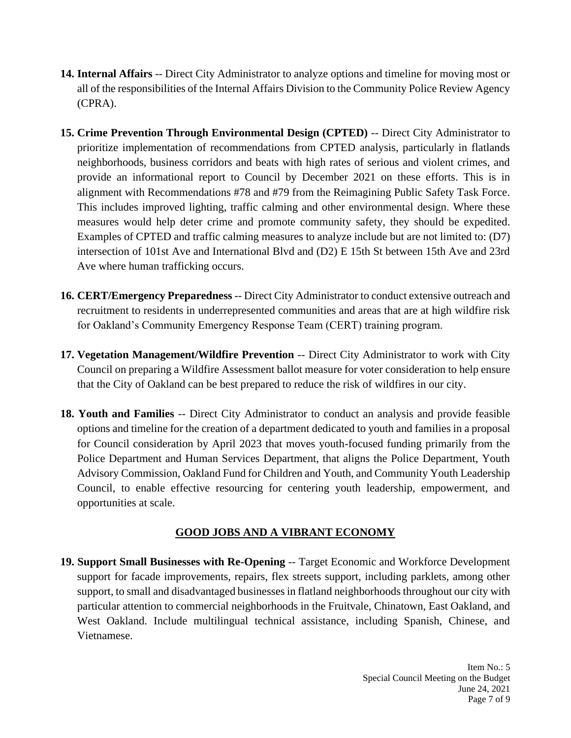14. **Internal Affairs** -- Direct City Administrator to analyze options and timeline for moving most or all of the responsibilities of the Internal Affairs Division to the Community Police Review Agency (CPRA).

15. **Crime Prevention Through Environmental Design (CPTED)** -- Direct City Administrator to prioritize implementation of recommendations from CPTED analysis, particularly in flatlands neighborhoods, business corridors and beats with high rates of serious and violent crimes, and provide an informational report to Council by December 2021 on these efforts. This is in alignment with Recommendations #78 and #79 from the Reimagining Public Safety Task Force. This includes improved lighting, traffic calming and other environmental design. Where these measures would help deter crime and promote community safety, they should be expedited. Examples of CPTED and traffic calming measures to analyze include but are not limited to: (D7) intersection of 101st Ave and International Blvd and (D2) E 15th St between 15th Ave and 23rd Ave where human trafficking occurs.

16. **CERT/Emergency Preparedness** -- Direct City Administrator to conduct extensive outreach and recruitment to residents in underrepresented communities and areas that are at high wildfire risk for Oakland's Community Emergency Response Team (CERT) training program.

17. **Vegetation Management/Wildfire Prevention** -- Direct City Administrator to work with City Council on preparing a Wildfire Assessment ballot measure for voter consideration to help ensure that the City of Oakland can be best prepared to reduce the risk of wildfires in our city.

18. **Youth and Families** -- Direct City Administrator to conduct an analysis and provide feasible options and timeline for the creation of a department dedicated to youth and families in a proposal for Council consideration by April 2023 that moves youth-focused funding primarily from the Police Department and Human Services Department, that aligns the Police Department, Youth Advisory Commission, Oakland Fund for Children and Youth, and Community Youth Leadership Council, to enable effective resourcing for centering youth leadership, empowerment, and opportunities at scale.

## GOOD JOBS AND A VIBRANT ECONOMY

19. **Support Small Businesses with Re-Opening** -- Target Economic and Workforce Development support for facade improvements, repairs, flex streets support, including parklets, among other support, to small and disadvantaged businesses in flatland neighborhoods throughout our city with particular attention to commercial neighborhoods in the Fruitvale, Chinatown, East Oakland, and West Oakland. Include multilingual technical assistance, including Spanish, Chinese, and Vietnamese.

Item No.: 5
Special Council Meeting on the Budget
June 24, 2021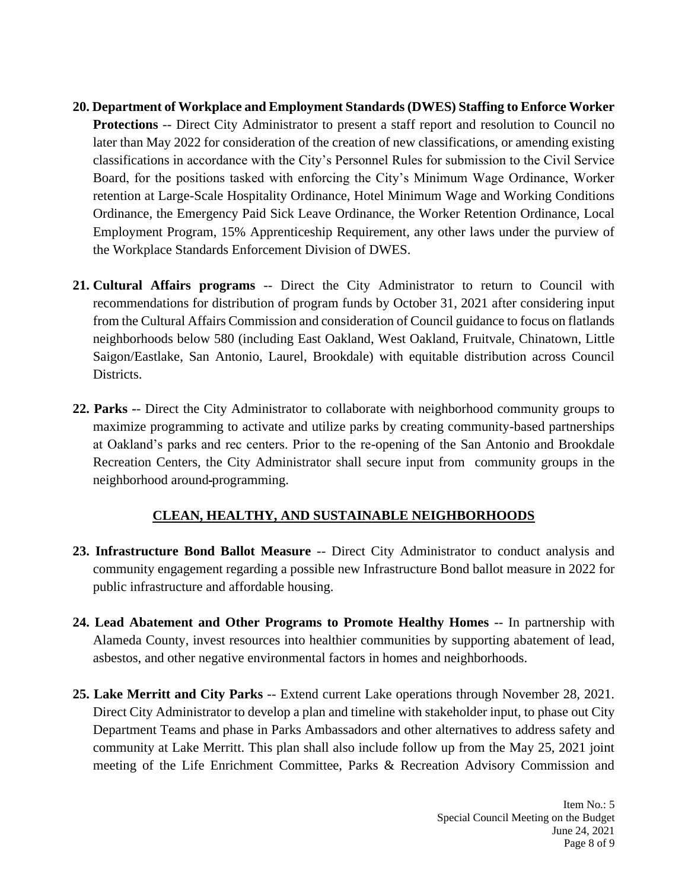20. **Department of Workplace and Employment Standards (DWES) Staffing to Enforce Worker Protections** -- Direct City Administrator to present a staff report and resolution to Council no later than May 2022 for consideration of the creation of new classifications, or amending existing classifications in accordance with the City's Personnel Rules for submission to the Civil Service Board, for the positions tasked with enforcing the City's Minimum Wage Ordinance, Worker retention at Large-Scale Hospitality Ordinance, Hotel Minimum Wage and Working Conditions Ordinance, the Emergency Paid Sick Leave Ordinance, the Worker Retention Ordinance, Local Employment Program, 15% Apprenticeship Requirement, any other laws under the purview of the Workplace Standards Enforcement Division of DWES.

21. **Cultural Affairs programs** -- Direct the City Administrator to return to Council with recommendations for distribution of program funds by October 31, 2021 after considering input from the Cultural Affairs Commission and consideration of Council guidance to focus on flatlands neighborhoods below 580 (including East Oakland, West Oakland, Fruitvale, Chinatown, Little Saigon/Eastlake, San Antonio, Laurel, Brookdale) with equitable distribution across Council Districts.

22. **Parks** -- Direct the City Administrator to collaborate with neighborhood community groups to maximize programming to activate and utilize parks by creating community-based partnerships at Oakland's parks and rec centers. Prior to the re-opening of the San Antonio and Brookdale Recreation Centers, the City Administrator shall secure input from community groups in the neighborhood around programming.

## CLEAN, HEALTHY, AND SUSTAINABLE NEIGHBORHOODS

23. **Infrastructure Bond Ballot Measure** -- Direct City Administrator to conduct analysis and community engagement regarding a possible new Infrastructure Bond ballot measure in 2022 for public infrastructure and affordable housing.

24. **Lead Abatement and Other Programs to Promote Healthy Homes** -- In partnership with Alameda County, invest resources into healthier communities by supporting abatement of lead, asbestos, and other negative environmental factors in homes and neighborhoods.

25. **Lake Merritt and City Parks** -- Extend current Lake operations through November 28, 2021. Direct City Administrator to develop a plan and timeline with stakeholder input, to phase out City Department Teams and phase in Parks Ambassadors and other alternatives to address safety and community at Lake Merritt. This plan shall also include follow up from the May 25, 2021 joint meeting of the Life Enrichment Committee, Parks & Recreation Advisory Commission and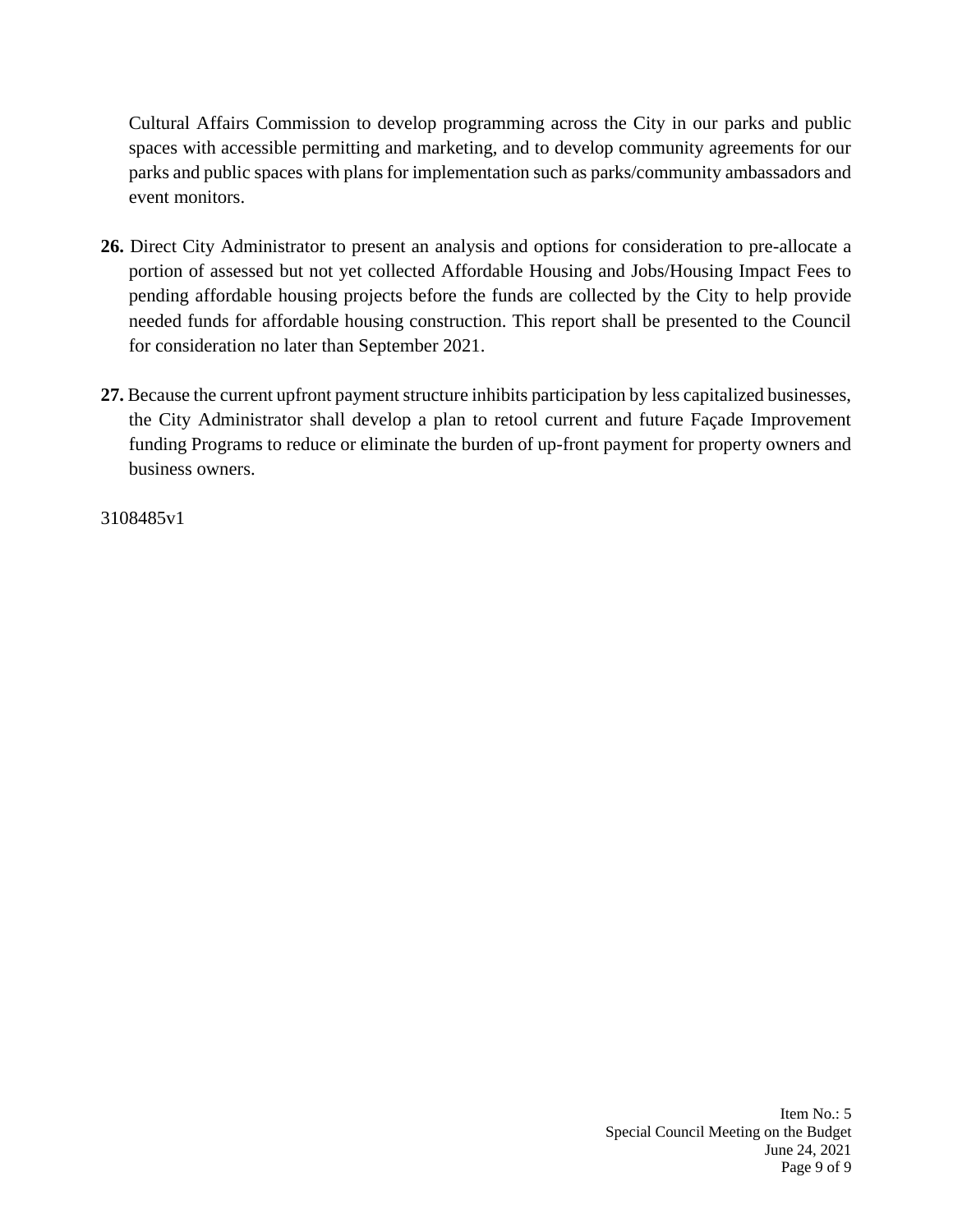Cultural Affairs Commission to develop programming across the City in our parks and public spaces with accessible permitting and marketing, and to develop community agreements for our parks and public spaces with plans for implementation such as parks/community ambassadors and event monitors.

**26.** Direct City Administrator to present an analysis and options for consideration to pre-allocate a portion of assessed but not yet collected Affordable Housing and Jobs/Housing Impact Fees to pending affordable housing projects before the funds are collected by the City to help provide needed funds for affordable housing construction. This report shall be presented to the Council for consideration no later than September 2021.

**27.** Because the current upfront payment structure inhibits participation by less capitalized businesses, the City Administrator shall develop a plan to retool current and future Façade Improvement funding Programs to reduce or eliminate the burden of up-front payment for property owners and business owners.

3108485v1